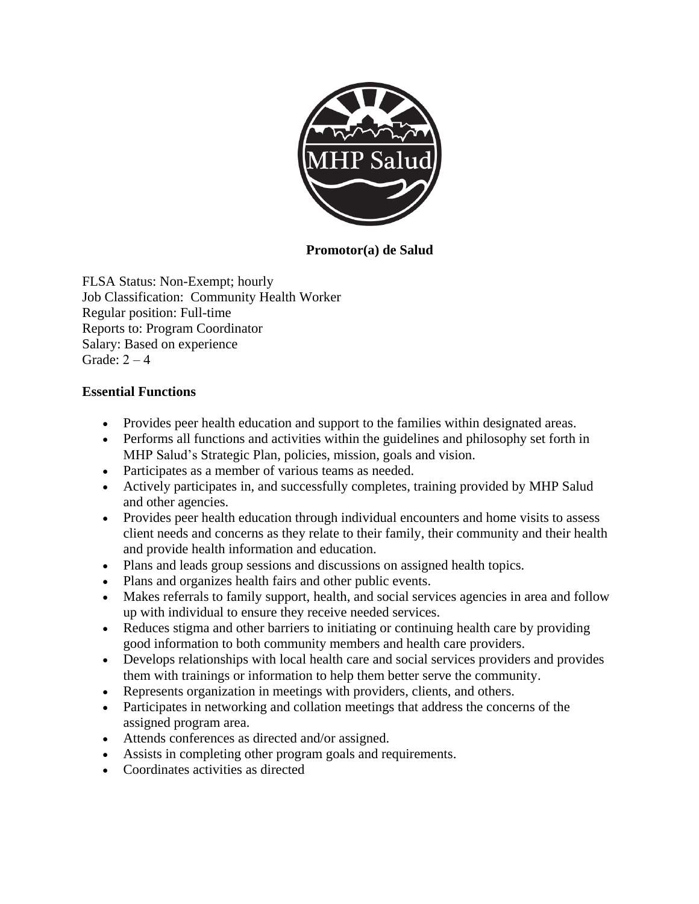**Promotor(a) de Salud**

FLSA Status: Non-Exempt; hourly
Job Classification: Community Health Worker
Regular position: Full-time
Reports to: Program Coordinator
Salary: Based on experience
Grade: 2 – 4

**Essential Functions**

- Provides peer health education and support to the families within designated areas.
- Performs all functions and activities within the guidelines and philosophy set forth in MHP Salud's Strategic Plan, policies, mission, goals and vision.
- Participates as a member of various teams as needed.
- Actively participates in, and successfully completes, training provided by MHP Salud and other agencies.
- Provides peer health education through individual encounters and home visits to assess client needs and concerns as they relate to their family, their community and their health and provide health information and education.
- Plans and leads group sessions and discussions on assigned health topics.
- Plans and organizes health fairs and other public events.
- Makes referrals to family support, health, and social services agencies in area and follow up with individual to ensure they receive needed services.
- Reduces stigma and other barriers to initiating or continuing health care by providing good information to both community members and health care providers.
- Develops relationships with local health care and social services providers and provides them with trainings or information to help them better serve the community.
- Represents organization in meetings with providers, clients, and others.
- Participates in networking and collation meetings that address the concerns of the assigned program area.
- Attends conferences as directed and/or assigned.
- Assists in completing other program goals and requirements.
- Coordinates activities as directed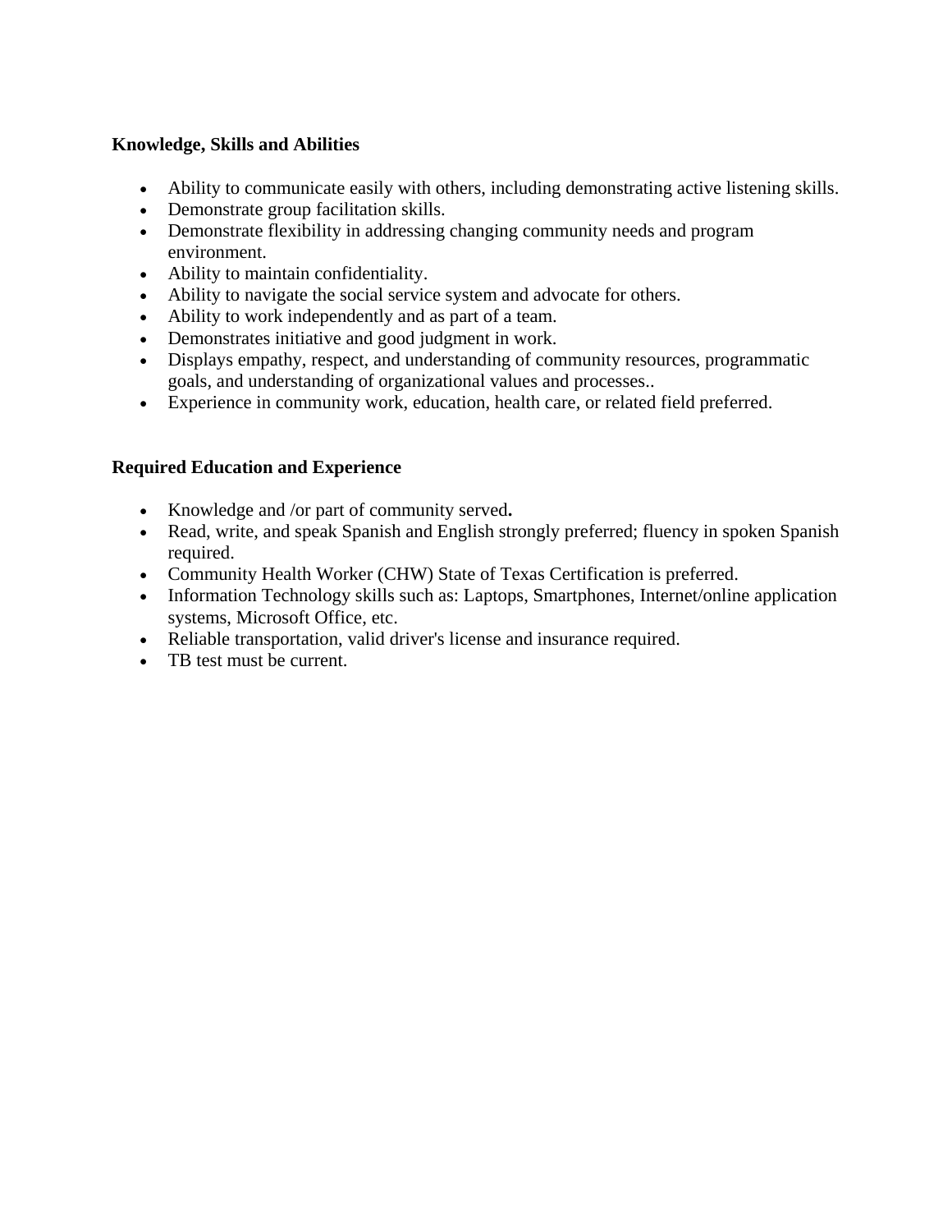**Knowledge, Skills and Abilities**

- Ability to communicate easily with others, including demonstrating active listening skills.
- Demonstrate group facilitation skills.
- Demonstrate flexibility in addressing changing community needs and program environment.
- Ability to maintain confidentiality.
- Ability to navigate the social service system and advocate for others.
- Ability to work independently and as part of a team.
- Demonstrates initiative and good judgment in work.
- Displays empathy, respect, and understanding of community resources, programmatic goals, and understanding of organizational values and processes..
- Experience in community work, education, health care, or related field preferred.

**Required Education and Experience**

- Knowledge and /or part of community served**.**
- Read, write, and speak Spanish and English strongly preferred; fluency in spoken Spanish required.
- Community Health Worker (CHW) State of Texas Certification is preferred.
- Information Technology skills such as: Laptops, Smartphones, Internet/online application systems, Microsoft Office, etc.
- Reliable transportation, valid driver's license and insurance required.
- TB test must be current.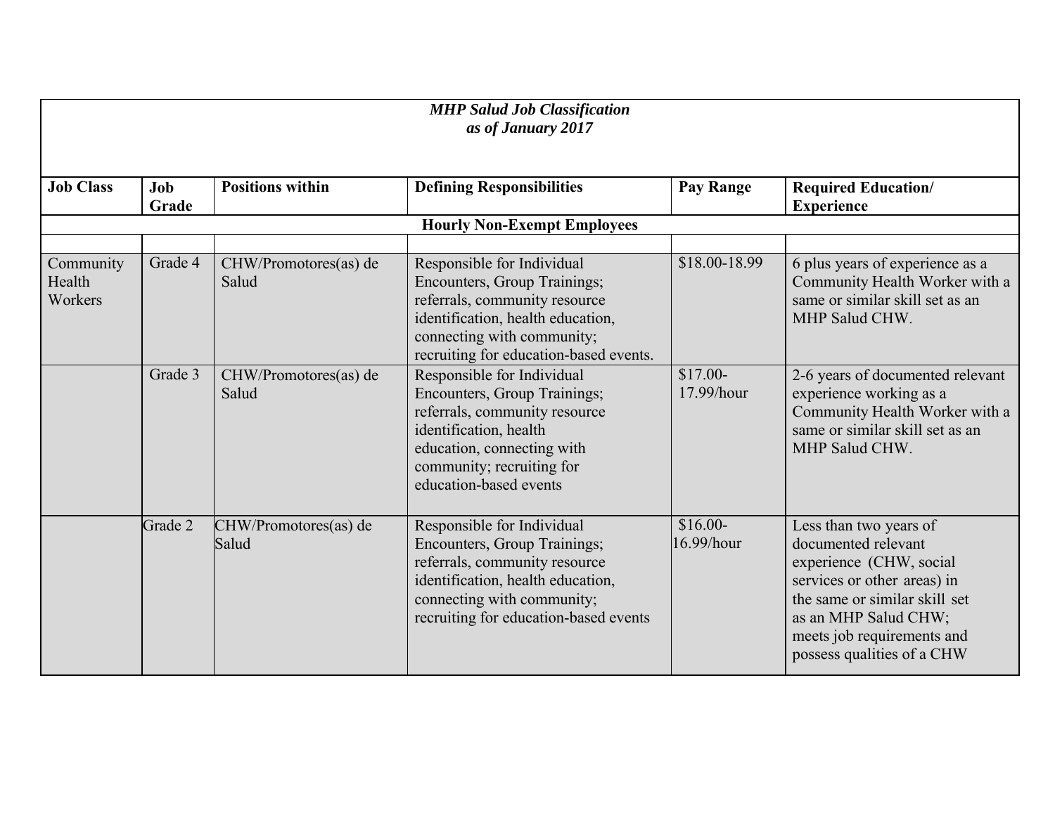| *MHP Salud Job Classification as of January 2017* | | | | | |
|---|---|---|---|---|---|
| **Job Class** | **Job Grade** | **Positions within** | **Defining Responsibilities** | **Pay Range** | **Required Education/ Experience** |
| **Hourly Non-Exempt Employees** | | | | | |
| | | | | | |
| Community Health Workers | Grade 4 | CHW/Promotores(as) de Salud | Responsible for Individual Encounters, Group Trainings; referrals, community resource identification, health education, connecting with community; recruiting for education-based events. | $18.00-18.99 | 6 plus years of experience as a Community Health Worker with a same or similar skill set as an MHP Salud CHW. |
| | Grade 3 | CHW/Promotores(as) de Salud | Responsible for Individual Encounters, Group Trainings; referrals, community resource identification, health education, connecting with community; recruiting for education-based events | $17.00-17.99/hour | 2-6 years of documented relevant experience working as a Community Health Worker with a same or similar skill set as an MHP Salud CHW. |
| | Grade 2 | CHW/Promotores(as) de Salud | Responsible for Individual Encounters, Group Trainings; referrals, community resource identification, health education, connecting with community; recruiting for education-based events | $16.00-16.99/hour | Less than two years of documented relevant experience (CHW, social services or other areas) in the same or similar skill set as an MHP Salud CHW; meets job requirements and possess qualities of a CHW |